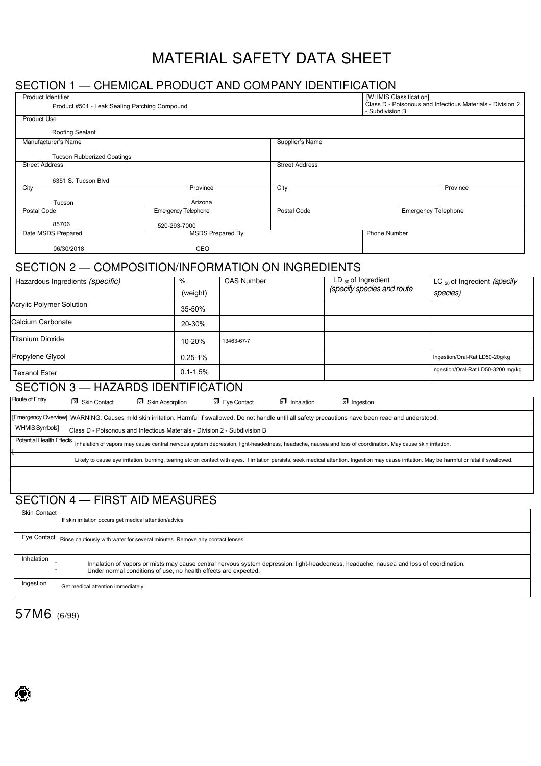# MATERIAL SAFETY DATA SHEET

## SECTION 1 — CHEMICAL PRODUCT AND COMPANY IDENTIFICATION

| Product Identifier | | | | [WHMIS Classification] |
|---|---|---|---|---|
| Product #501 - Leak Sealing Patching Compound | | | | Class D - Poisonous and Infectious Materials - Division 2 - Subdivision B |

| Product Use |
|---|
| Roofing Sealant |

| Manufacturer's Name | | Supplier's Name | |
|---|---|---|---|
| Tucson Rubberized Coatings | | | |
| **Street Address** | | **Street Address** | |
| 6351 S. Tucson Blvd | | | |
| **City** | **Province** | **City** | **Province** |
| Tucson | Arizona | | |
| **Postal Code** | **Emergency Telephone** | **Postal Code** | **Emergency Telephone** |
| 85706 | 520-293-7000 | | |

| Date MSDS Prepared | MSDS Prepared By | Phone Number |
|---|---|---|
| 06/30/2018 | CEO | |

## SECTION 2 — COMPOSITION/INFORMATION ON INGREDIENTS

| Hazardous Ingredients *(specific)* | % (weight) | CAS Number | $LD_{50}$ of Ingredient *(specify species and route* | $LC_{50}$ of Ingredient *(specify species)* |
|---|---|---|---|---|
| Acrylic Polymer Solution | 35-50% | | | |
| Calcium Carbonate | 20-30% | | | |
| Titanium Dioxide | 10-20% | 13463-67-7 | | |
| Propylene Glycol | 0.25-1% | | | Ingestion/Oral-Rat LD50-20g/kg |
| Texanol Ester | 0.1-1.5% | | | Ingestion/Oral-Rat LD50-3200 mg/kg |

## SECTION 3 — HAZARDS IDENTIFICATION

Route of Entry: [x] Skin Contact [x] Skin Absorption [x] Eye Contact [x] Inhalation [x] Ingestion

[Emergency Overview] WARNING: Causes mild skin irritation. Harmful if swallowed. Do not handle until all safety precautions have been read and understood.

WHMIS Symbols] Class D - Poisonous and Infectious Materials - Division 2 - Subdivision B

Potential Health Effects Inhalation of vapors may cause central nervous system depression, light-headedness, headache, nausea and loss of coordination. May cause skin irritation.

[

Likely to cause eye irritation, burning, tearing etc on contact with eyes. If irritation persists, seek medical attention. Ingestion may cause irritation. May be harmful or fatal if swallowed.

## SECTION 4 — FIRST AID MEASURES

| | |
|---|---|
| Skin Contact | If skin irritation occurs get medical attention/advice |
| Eye Contact | Rinse cautiously with water for several minutes. Remove any contact lenses. |
| Inhalation | * Inhalation of vapors or mists may cause central nervous system depression, light-headedness, headache, nausea and loss of coordination.<br>* Under normal conditions of use, no health effects are expected. |
| Ingestion | Get medical attention immediately |

57M6 (6/99)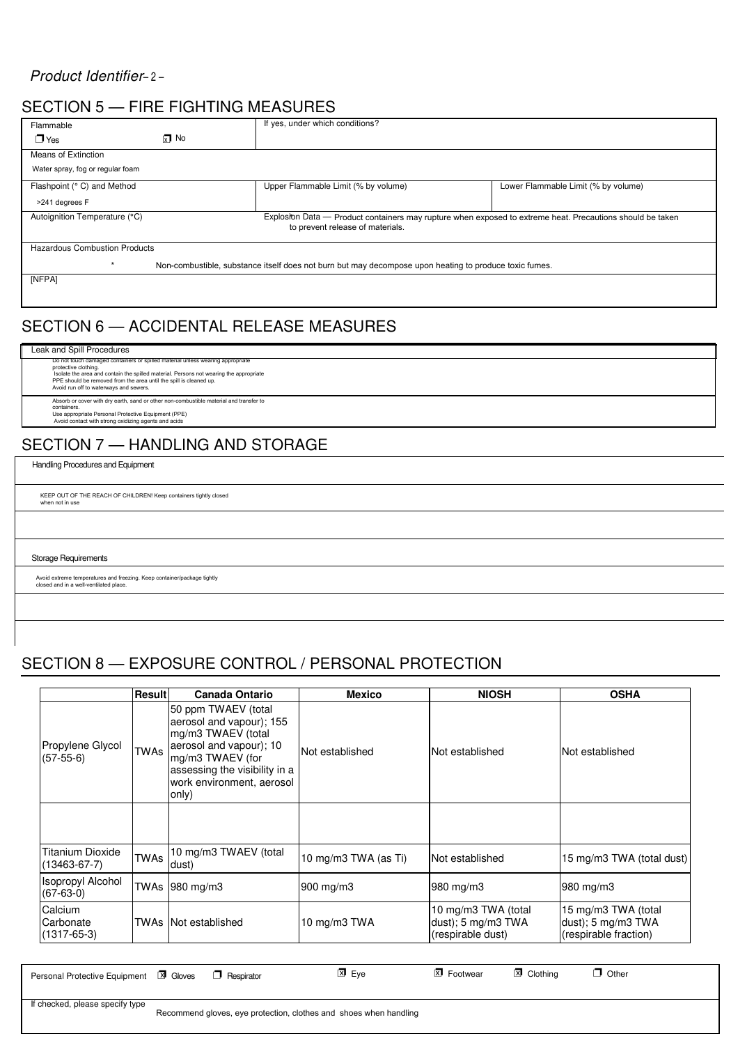*Product Identifier*

## SECTION 5 — FIRE FIGHTING MEASURES

| Flammable | | If yes, under which conditions? | |
|---|---|---|---|
| ❒ Yes | ☒ No | | |
| Means of Extinction | | | |
| Water spray, fog or regular foam | | | |
| Flashpoint (° C) and Method | | Upper Flammable Limit (% by volume) | Lower Flammable Limit (% by volume) |
| >241 degrees F | | | |
| Autoignition Temperature (°C) | | Explosion Data — Product containers may rupture when exposed to extreme heat. Precautions should be taken to prevent release of materials. | |
| Hazardous Combustion Products | | | |
| * Non-combustible, substance itself does not burn but may decompose upon heating to produce toxic fumes. | | | |
| [NFPA] | | | |

## SECTION 6 — ACCIDENTAL RELEASE MEASURES

**Leak and Spill Procedures**

Do not touch damaged containers or spilled material unless wearing appropriate protective clothing.
Isolate the area and contain the spilled material. Persons not wearing the appropriate PPE should be removed from the area until the spill is cleaned up.
Avoid run off to waterways and sewers.

Absorb or cover with dry earth, sand or other non-combustible material and transfer to containers.
Use appropriate Personal Protective Equipment (PPE)
Avoid contact with strong oxidizing agents and acids

## SECTION 7 — HANDLING AND STORAGE

**Handling Procedures and Equipment**

KEEP OUT OF THE REACH OF CHILDREN! Keep containers tightly closed when not in use

**Storage Requirements**

Avoid extreme temperatures and freezing. Keep container/package tightly closed and in a well-ventilated place.

## SECTION 8 — EXPOSURE CONTROL / PERSONAL PROTECTION

| | Result | Canada Ontario | Mexico | NIOSH | OSHA |
|---|---|---|---|---|---|
| Propylene Glycol (57-55-6) | TWAs | 50 ppm TWAEV (total aerosol and vapour); 155 mg/m3 TWAEV (total aerosol and vapour); 10 mg/m3 TWAEV (for assessing the visibility in a work environment, aerosol only) | Not established | Not established | Not established |
| | | | | | |
| Titanium Dioxide (13463-67-7) | TWAs | 10 mg/m3 TWAEV (total dust) | 10 mg/m3 TWA (as Ti) | Not established | 15 mg/m3 TWA (total dust) |
| Isopropyl Alcohol (67-63-0) | TWAs | 980 mg/m3 | 900 mg/m3 | 980 mg/m3 | 980 mg/m3 |
| Calcium Carbonate (1317-65-3) | TWAs | Not established | 10 mg/m3 TWA | 10 mg/m3 TWA (total dust); 5 mg/m3 TWA (respirable dust) | 15 mg/m3 TWA (total dust); 5 mg/m3 TWA (respirable fraction) |

Personal Protective Equipment ☒ Gloves ❒ Respirator ☒ Eye ☒ Footwear ☒ Clothing ❒ Other

If checked, please specify type

Recommend gloves, eye protection, clothes and shoes when handling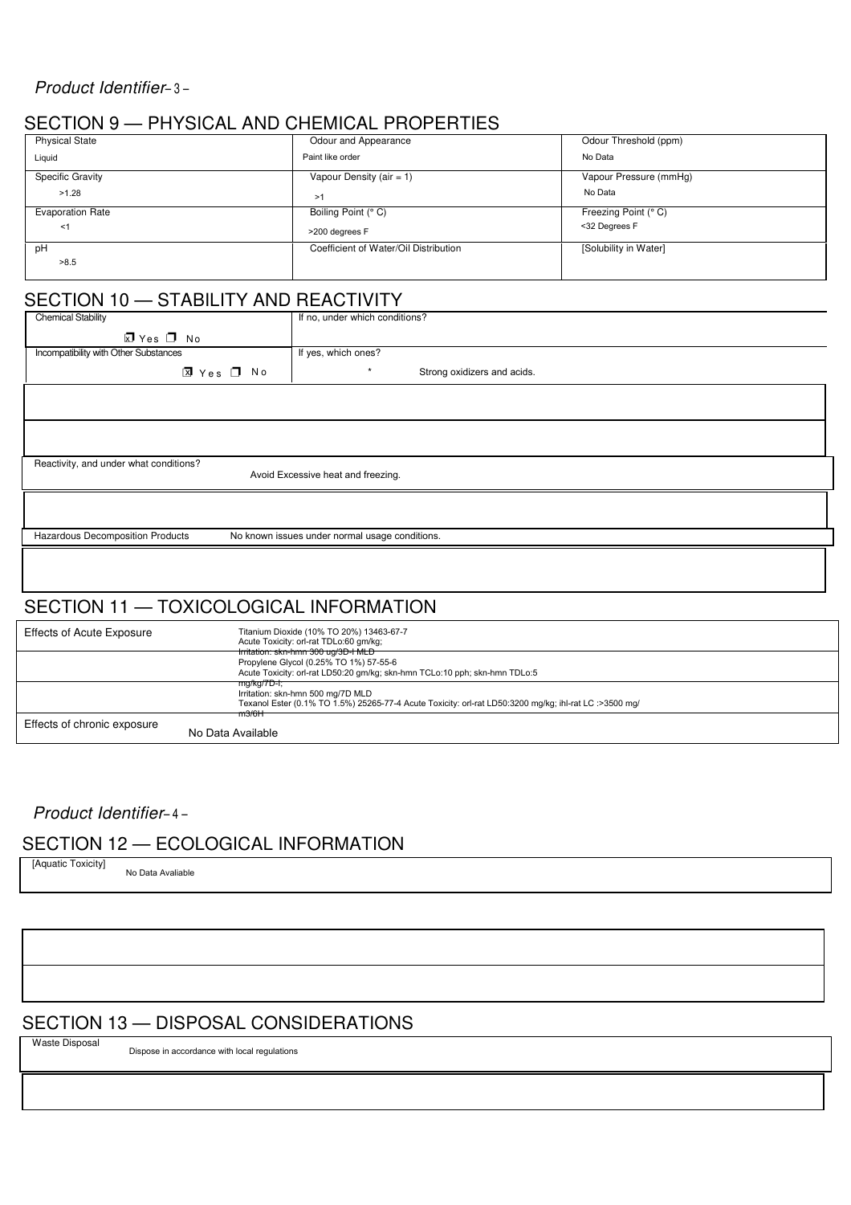*Product Identifier*

## SECTION 9 — PHYSICAL AND CHEMICAL PROPERTIES

| Physical State | Odour and Appearance | Odour Threshold (ppm) |
|---|---|---|
| Liquid | Paint like order | No Data |
| Specific Gravity | Vapour Density (air = 1) | Vapour Pressure (mmHg) |
| >1.28 | >1 | No Data |
| Evaporation Rate | Boiling Point (° C) | Freezing Point (° C) |
| <1 | >200 degrees F | <32 Degrees F |
| pH | Coefficient of Water/Oil Distribution | [Solubility in Water] |
| >8.5 | | |

## SECTION 10 — STABILITY AND REACTIVITY

| Chemical Stability | If no, under which conditions? |
|---|---|
| ☒ Yes ☐ No | |
| Incompatibility with Other Substances | If yes, which ones? |
| ☒ Yes ☐ No | * Strong oxidizers and acids. |

Reactivity, and under what conditions? Avoid Excessive heat and freezing.

Hazardous Decomposition Products No known issues under normal usage conditions.

## SECTION 11 — TOXICOLOGICAL INFORMATION

| Effects of Acute Exposure | Titanium Dioxide (10% TO 20%) 13463-67-7<br>Acute Toxicity: orl-rat TDLo:60 gm/kg;<br>Irritation: skn-hmn 300 ug/3D-I MLD<br>Propylene Glycol (0.25% TO 1%) 57-55-6<br>Acute Toxicity: orl-rat LD50:20 gm/kg; skn-hmn TCLo:10 pph; skn-hmn TDLo:5 mg/kg/7D-I;<br>Irritation: skn-hmn 500 mg/7D MLD<br>Texanol Ester (0.1% TO 1.5%) 25265-77-4 Acute Toxicity: orl-rat LD50:3200 mg/kg; ihl-rat LC :>3500 mg/m3/6H |
|---|---|
| Effects of chronic exposure | No Data Available |

*Product Identifier*

## SECTION 12 — ECOLOGICAL INFORMATION

[Aquatic Toxicity] No Data Avaliable

## SECTION 13 — DISPOSAL CONSIDERATIONS

Waste Disposal Dispose in accordance with local regulations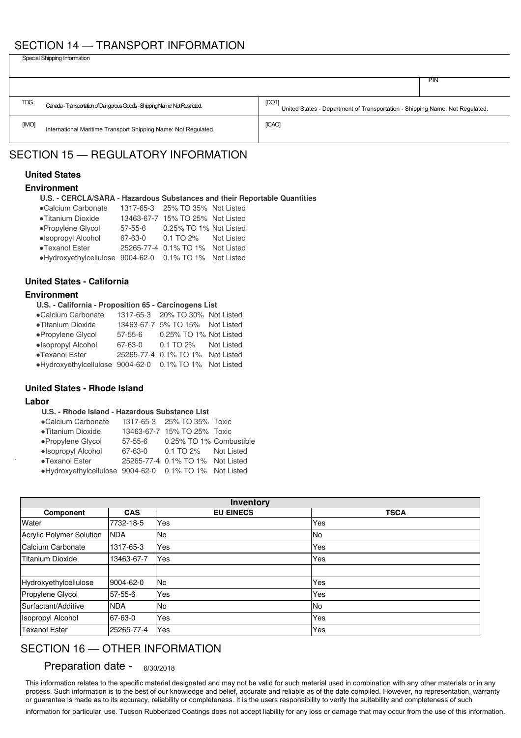## SECTION 14 — TRANSPORT INFORMATION

| Special Shipping Information | | |
|---|---|---|
| | | PIN |
| TDG Canada - Transportation of Dangerous Goods - Shipping Name: Not Restricted. | [DOT] United States - Department of Transportation - Shipping Name: Not Regulated. | |
| [IMO] International Maritime Transport Shipping Name: Not Regulated. | [ICAO] | |

## SECTION 15 — REGULATORY INFORMATION

### United States

#### Environment

**U.S. - CERCLA/SARA - Hazardous Substances and their Reportable Quantities**

- Calcium Carbonate 1317-65-3 25% TO 35% Not Listed
- Titanium Dioxide 13463-67-7 15% TO 25% Not Listed
- Propylene Glycol 57-55-6 0.25% TO 1% Not Listed
- Isopropyl Alcohol 67-63-0 0.1 TO 2% Not Listed
- Texanol Ester 25265-77-4 0.1% TO 1% Not Listed
- Hydroxyethylcellulose 9004-62-0 0.1% TO 1% Not Listed

### United States - California

#### Environment

**U.S. - California - Proposition 65 - Carcinogens List**

- Calcium Carbonate 1317-65-3 20% TO 30% Not Listed
- Titanium Dioxide 13463-67-7 5% TO 15% Not Listed
- Propylene Glycol 57-55-6 0.25% TO 1% Not Listed
- Isopropyl Alcohol 67-63-0 0.1 TO 2% Not Listed
- Texanol Ester 25265-77-4 0.1% TO 1% Not Listed
- Hydroxyethylcellulose 9004-62-0 0.1% TO 1% Not Listed

### United States - Rhode Island

#### Labor

**U.S. - Rhode Island - Hazardous Substance List**

- Calcium Carbonate 1317-65-3 25% TO 35% Toxic
- Titanium Dioxide 13463-67-7 15% TO 25% Toxic
- Propylene Glycol 57-55-6 0.25% TO 1% Combustible
- Isopropyl Alcohol 67-63-0 0.1 TO 2% Not Listed
- Texanol Ester 25265-77-4 0.1% TO 1% Not Listed
- Hydroxyethylcellulose 9004-62-0 0.1% TO 1% Not Listed

| Inventory | | | |
|---|---|---|---|
| **Component** | **CAS** | **EU EINECS** | **TSCA** |
| Water | 7732-18-5 | Yes | Yes |
| Acrylic Polymer Solution | NDA | No | No |
| Calcium Carbonate | 1317-65-3 | Yes | Yes |
| Titanium Dioxide | 13463-67-7 | Yes | Yes |
| | | | |
| Hydroxyethylcellulose | 9004-62-0 | No | Yes |
| Propylene Glycol | 57-55-6 | Yes | Yes |
| Surfactant/Additive | NDA | No | No |
| Isopropyl Alcohol | 67-63-0 | Yes | Yes |
| Texanol Ester | 25265-77-4 | Yes | Yes |

## SECTION 16 — OTHER INFORMATION

### Preparation date - 6/30/2018

This information relates to the specific material designated and may not be valid for such material used in combination with any other materials or in any process. Such information is to the best of our knowledge and belief, accurate and reliable as of the date compiled. However, no representation, warranty or guarantee is made as to its accuracy, reliability or completeness. It is the users responsibility to verify the suitability and completeness of such information for particular use. Tucson Rubberized Coatings does not accept liability for any loss or damage that may occur from the use of this information.